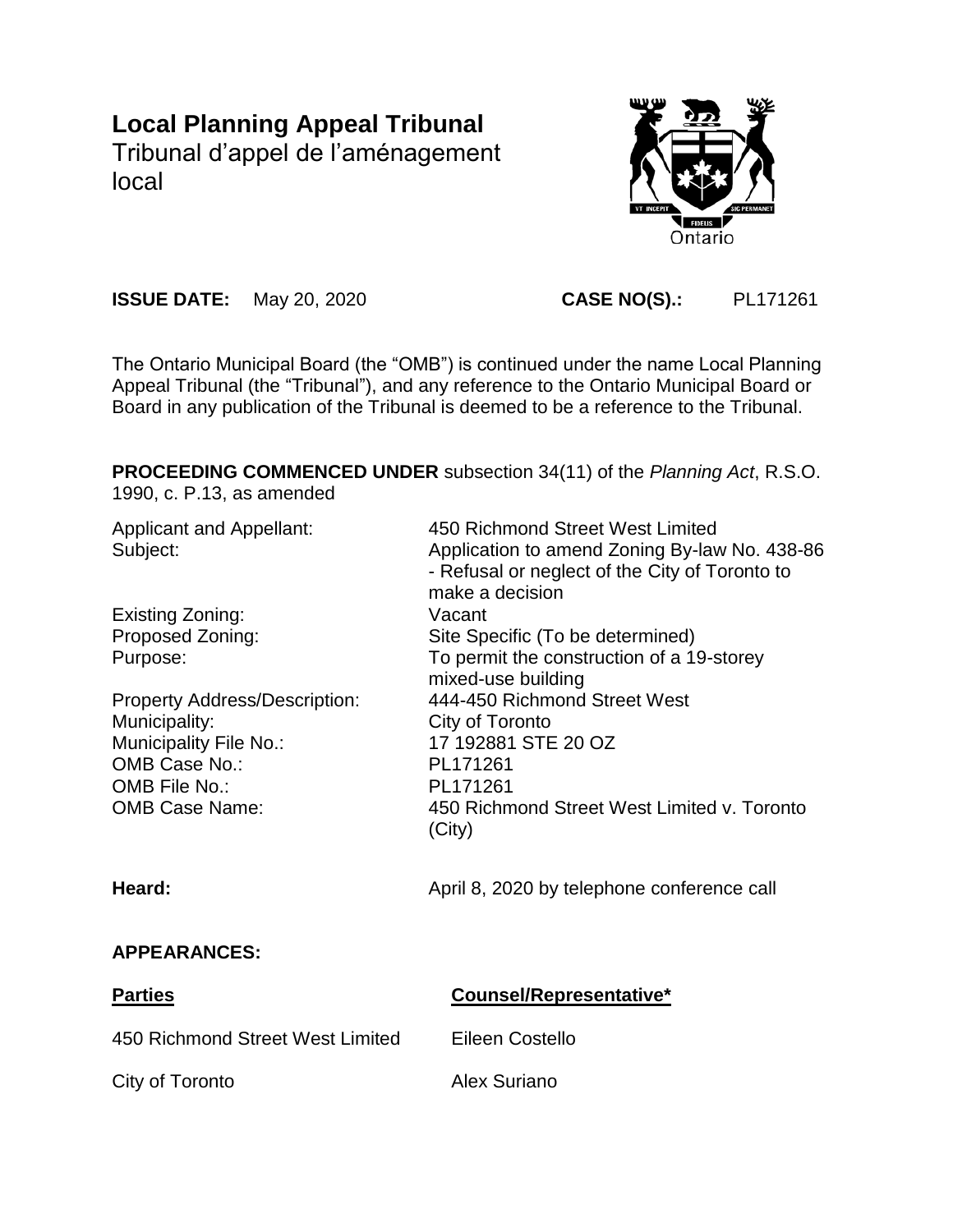# Local Planning Appeal Tribunal

Tribunal d'appel de l'aménagement local

**ISSUE DATE:** May 20, 2020 **CASE NO(S).:** PL171261

The Ontario Municipal Board (the "OMB") is continued under the name Local Planning Appeal Tribunal (the "Tribunal"), and any reference to the Ontario Municipal Board or Board in any publication of the Tribunal is deemed to be a reference to the Tribunal.

**PROCEEDING COMMENCED UNDER** subsection 34(11) of the *Planning Act*, R.S.O. 1990, c. P.13, as amended

| | |
|---|---|
| Applicant and Appellant: | 450 Richmond Street West Limited |
| Subject: | Application to amend Zoning By-law No. 438-86 - Refusal or neglect of the City of Toronto to make a decision |
| Existing Zoning: | Vacant |
| Proposed Zoning: | Site Specific (To be determined) |
| Purpose: | To permit the construction of a 19-storey mixed-use building |
| Property Address/Description: | 444-450 Richmond Street West |
| Municipality: | City of Toronto |
| Municipality File No.: | 17 192881 STE 20 OZ |
| OMB Case No.: | PL171261 |
| OMB File No.: | PL171261 |
| OMB Case Name: | 450 Richmond Street West Limited v. Toronto (City) |

**Heard:** April 8, 2020 by telephone conference call

**APPEARANCES:**

| **Parties** | **Counsel/Representative*** |
|---|---|
| 450 Richmond Street West Limited | Eileen Costello |
| City of Toronto | Alex Suriano |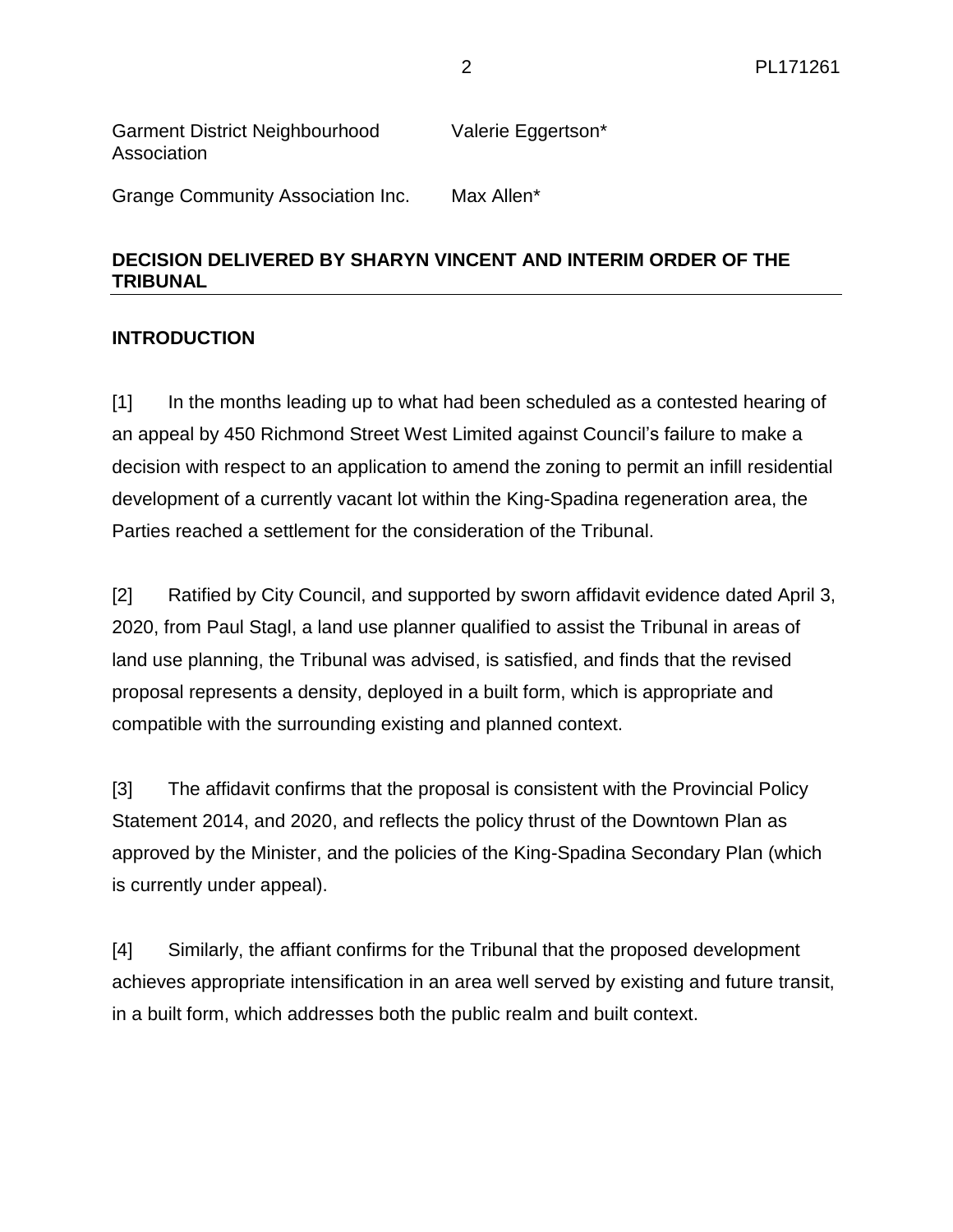| | |
|---|---|
| Garment District Neighbourhood Association | Valerie Eggertson* |
| Grange Community Association Inc. | Max Allen* |

**DECISION DELIVERED BY SHARYN VINCENT AND INTERIM ORDER OF THE TRIBUNAL**

**INTRODUCTION**

[1] In the months leading up to what had been scheduled as a contested hearing of an appeal by 450 Richmond Street West Limited against Council's failure to make a decision with respect to an application to amend the zoning to permit an infill residential development of a currently vacant lot within the King-Spadina regeneration area, the Parties reached a settlement for the consideration of the Tribunal.

[2] Ratified by City Council, and supported by sworn affidavit evidence dated April 3, 2020, from Paul Stagl, a land use planner qualified to assist the Tribunal in areas of land use planning, the Tribunal was advised, is satisfied, and finds that the revised proposal represents a density, deployed in a built form, which is appropriate and compatible with the surrounding existing and planned context.

[3] The affidavit confirms that the proposal is consistent with the Provincial Policy Statement 2014, and 2020, and reflects the policy thrust of the Downtown Plan as approved by the Minister, and the policies of the King-Spadina Secondary Plan (which is currently under appeal).

[4] Similarly, the affiant confirms for the Tribunal that the proposed development achieves appropriate intensification in an area well served by existing and future transit, in a built form, which addresses both the public realm and built context.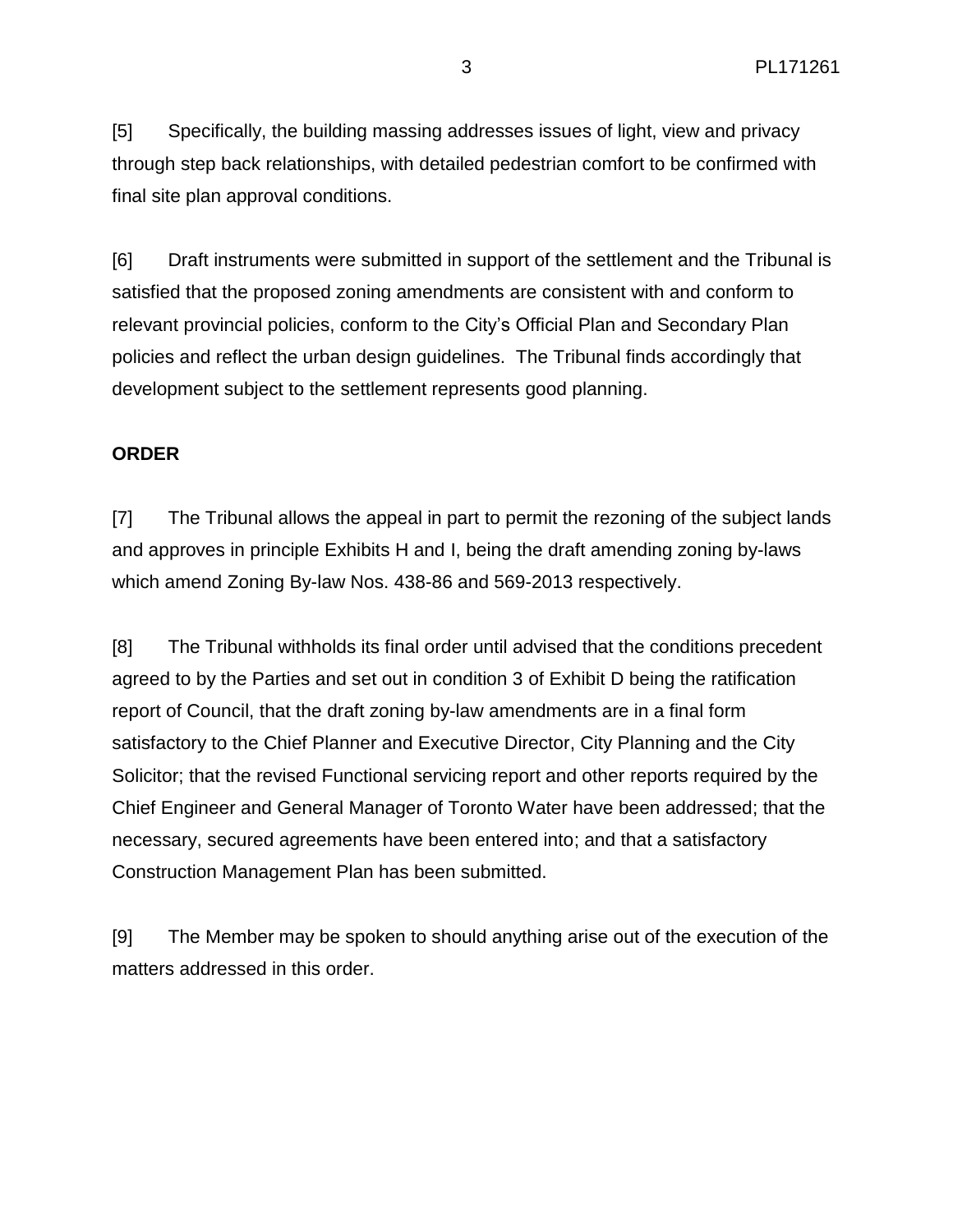[5] Specifically, the building massing addresses issues of light, view and privacy through step back relationships, with detailed pedestrian comfort to be confirmed with final site plan approval conditions.

[6] Draft instruments were submitted in support of the settlement and the Tribunal is satisfied that the proposed zoning amendments are consistent with and conform to relevant provincial policies, conform to the City's Official Plan and Secondary Plan policies and reflect the urban design guidelines. The Tribunal finds accordingly that development subject to the settlement represents good planning.

**ORDER**

[7] The Tribunal allows the appeal in part to permit the rezoning of the subject lands and approves in principle Exhibits H and I, being the draft amending zoning by-laws which amend Zoning By-law Nos. 438-86 and 569-2013 respectively.

[8] The Tribunal withholds its final order until advised that the conditions precedent agreed to by the Parties and set out in condition 3 of Exhibit D being the ratification report of Council, that the draft zoning by-law amendments are in a final form satisfactory to the Chief Planner and Executive Director, City Planning and the City Solicitor; that the revised Functional servicing report and other reports required by the Chief Engineer and General Manager of Toronto Water have been addressed; that the necessary, secured agreements have been entered into; and that a satisfactory Construction Management Plan has been submitted.

[9] The Member may be spoken to should anything arise out of the execution of the matters addressed in this order.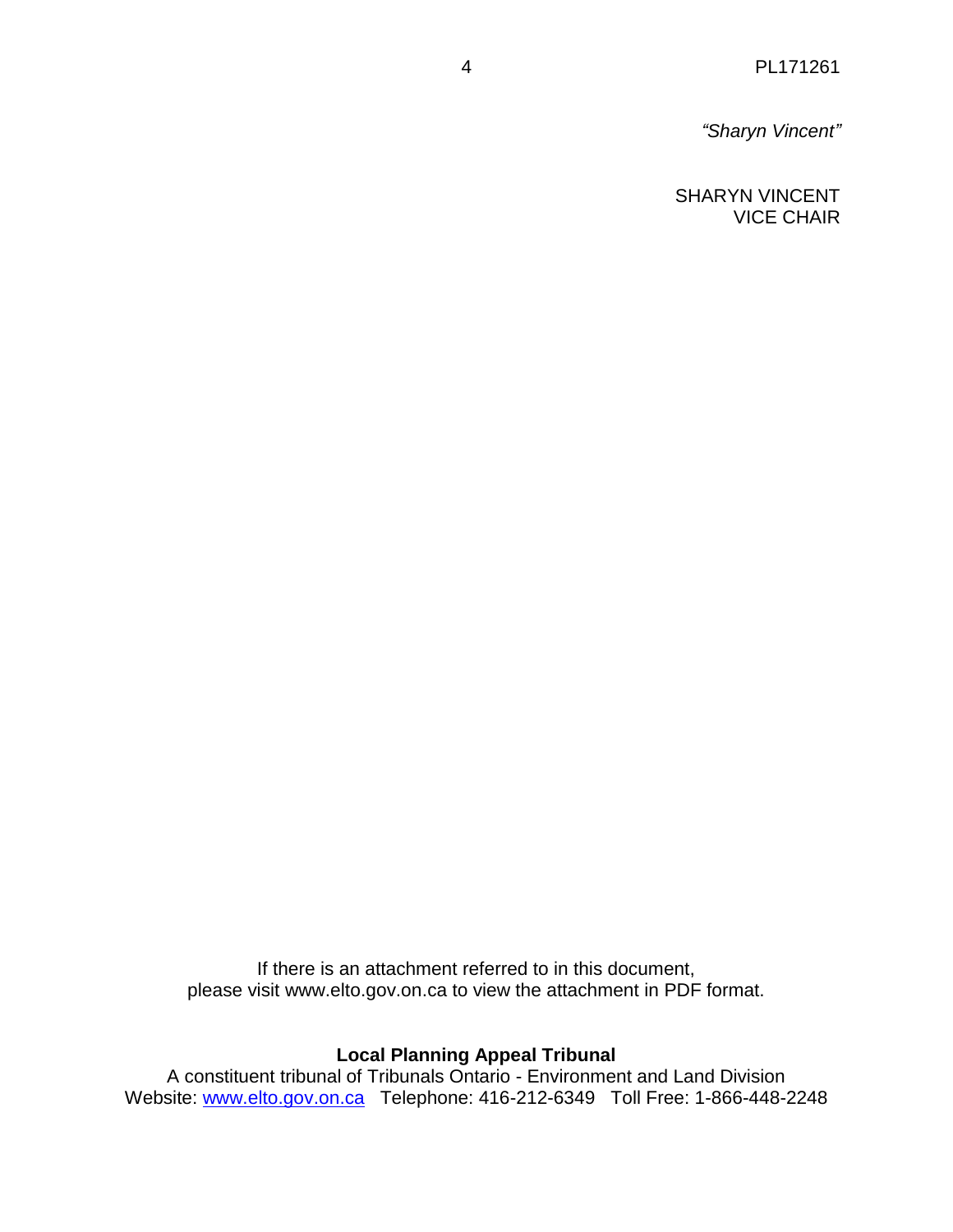*"Sharyn Vincent"*

SHARYN VINCENT
VICE CHAIR

If there is an attachment referred to in this document,
please visit www.elto.gov.on.ca to view the attachment in PDF format.

**Local Planning Appeal Tribunal**
A constituent tribunal of Tribunals Ontario - Environment and Land Division
Website: [www.elto.gov.on.ca](www.elto.gov.on.ca) Telephone: 416-212-6349 Toll Free: 1-866-448-2248